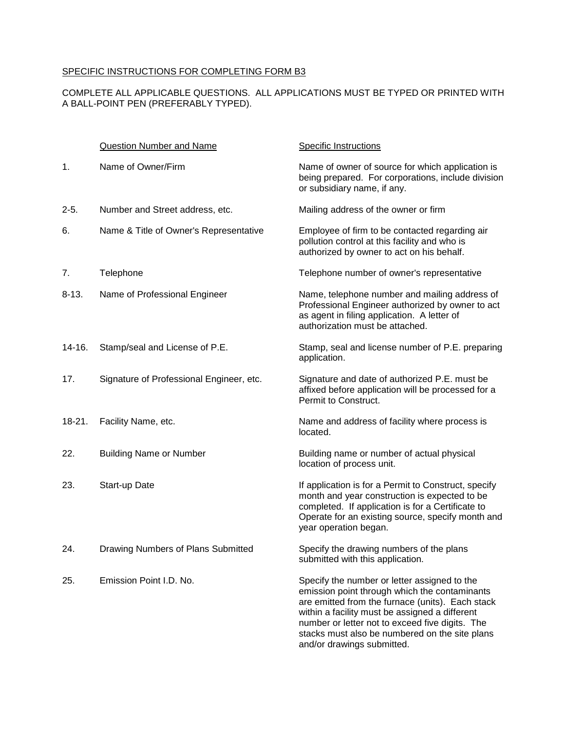SPECIFIC INSTRUCTIONS FOR COMPLETING FORM B3

COMPLETE ALL APPLICABLE QUESTIONS. ALL APPLICATIONS MUST BE TYPED OR PRINTED WITH A BALL-POINT PEN (PREFERABLY TYPED).

| | Question Number and Name | Specific Instructions |
|---|---|---|
| 1. | Name of Owner/Firm | Name of owner of source for which application is being prepared. For corporations, include division or subsidiary name, if any. |
| 2-5. | Number and Street address, etc. | Mailing address of the owner or firm |
| 6. | Name & Title of Owner's Representative | Employee of firm to be contacted regarding air pollution control at this facility and who is authorized by owner to act on his behalf. |
| 7. | Telephone | Telephone number of owner's representative |
| 8-13. | Name of Professional Engineer | Name, telephone number and mailing address of Professional Engineer authorized by owner to act as agent in filing application. A letter of authorization must be attached. |
| 14-16. | Stamp/seal and License of P.E. | Stamp, seal and license number of P.E. preparing application. |
| 17. | Signature of Professional Engineer, etc. | Signature and date of authorized P.E. must be affixed before application will be processed for a Permit to Construct. |
| 18-21. | Facility Name, etc. | Name and address of facility where process is located. |
| 22. | Building Name or Number | Building name or number of actual physical location of process unit. |
| 23. | Start-up Date | If application is for a Permit to Construct, specify month and year construction is expected to be completed. If application is for a Certificate to Operate for an existing source, specify month and year operation began. |
| 24. | Drawing Numbers of Plans Submitted | Specify the drawing numbers of the plans submitted with this application. |
| 25. | Emission Point I.D. No. | Specify the number or letter assigned to the emission point through which the contaminants are emitted from the furnace (units). Each stack within a facility must be assigned a different number or letter not to exceed five digits. The stacks must also be numbered on the site plans and/or drawings submitted. |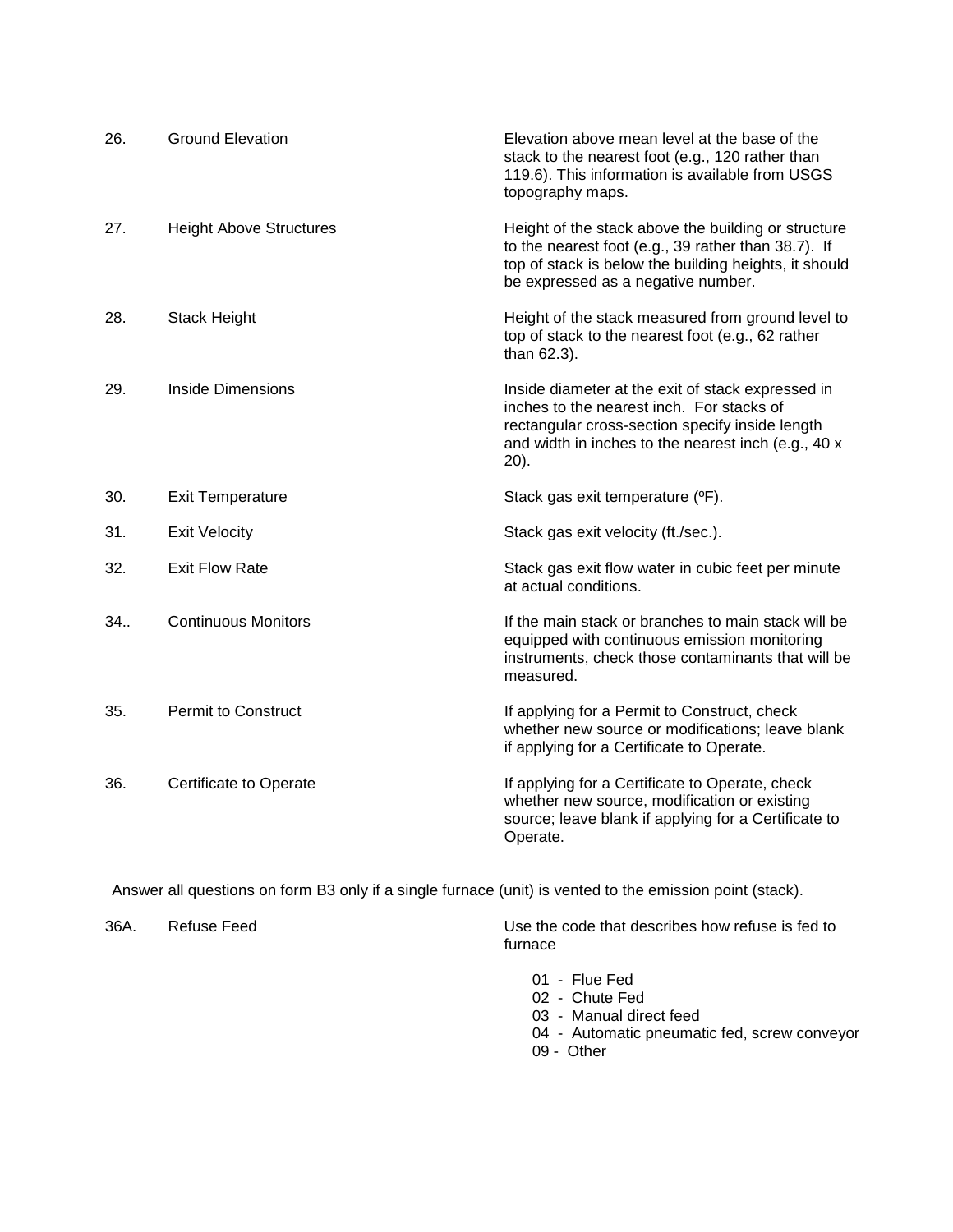| | | |
|---|---|---|
| 26. | Ground Elevation | Elevation above mean level at the base of the stack to the nearest foot (e.g., 120 rather than 119.6). This information is available from USGS topography maps. |
| 27. | Height Above Structures | Height of the stack above the building or structure to the nearest foot (e.g., 39 rather than 38.7). If top of stack is below the building heights, it should be expressed as a negative number. |
| 28. | Stack Height | Height of the stack measured from ground level to top of stack to the nearest foot (e.g., 62 rather than 62.3). |
| 29. | Inside Dimensions | Inside diameter at the exit of stack expressed in inches to the nearest inch. For stacks of rectangular cross-section specify inside length and width in inches to the nearest inch (e.g., 40 x 20). |
| 30. | Exit Temperature | Stack gas exit temperature (ºF). |
| 31. | Exit Velocity | Stack gas exit velocity (ft./sec.). |
| 32. | Exit Flow Rate | Stack gas exit flow water in cubic feet per minute at actual conditions. |
| 34.. | Continuous Monitors | If the main stack or branches to main stack will be equipped with continuous emission monitoring instruments, check those contaminants that will be measured. |
| 35. | Permit to Construct | If applying for a Permit to Construct, check whether new source or modifications; leave blank if applying for a Certificate to Operate. |
| 36. | Certificate to Operate | If applying for a Certificate to Operate, check whether new source, modification or existing source; leave blank if applying for a Certificate to Operate. |

Answer all questions on form B3 only if a single furnace (unit) is vented to the emission point (stack).

36A. Refuse Feed — Use the code that describes how refuse is fed to furnace

- 01 - Flue Fed
- 02 - Chute Fed
- 03 - Manual direct feed
- 04 - Automatic pneumatic fed, screw conveyor
- 09 - Other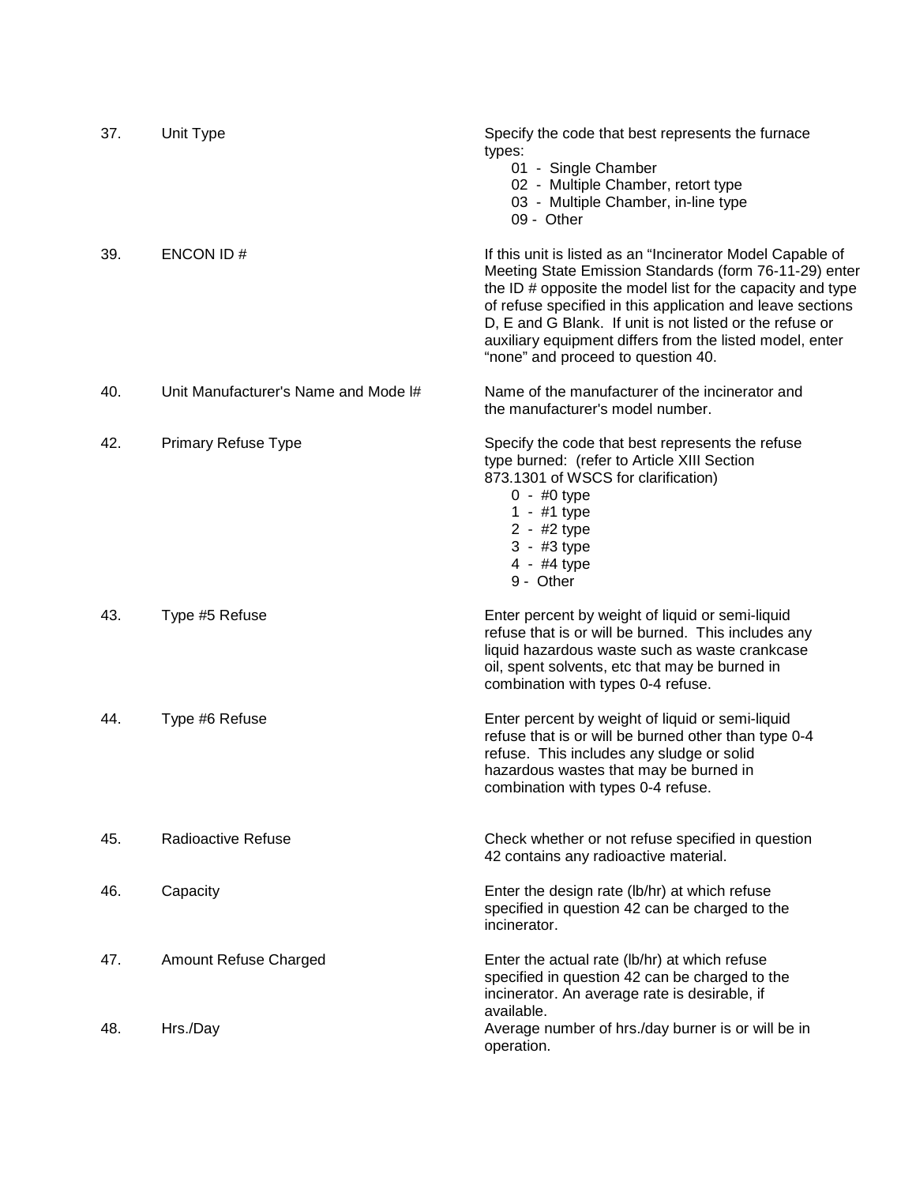| | | |
|---|---|---|
| 37. | Unit Type | Specify the code that best represents the furnace types:<br>01 - Single Chamber<br>02 - Multiple Chamber, retort type<br>03 - Multiple Chamber, in-line type<br>09 - Other |
| 39. | ENCON ID # | If this unit is listed as an "Incinerator Model Capable of Meeting State Emission Standards (form 76-11-29) enter the ID # opposite the model list for the capacity and type of refuse specified in this application and leave sections D, E and G Blank. If unit is not listed or the refuse or auxiliary equipment differs from the listed model, enter "none" and proceed to question 40. |
| 40. | Unit Manufacturer's Name and Mode l# | Name of the manufacturer of the incinerator and the manufacturer's model number. |
| 42. | Primary Refuse Type | Specify the code that best represents the refuse type burned: (refer to Article XIII Section 873.1301 of WSCS for clarification)<br>0 - #0 type<br>1 - #1 type<br>2 - #2 type<br>3 - #3 type<br>4 - #4 type<br>9 - Other |
| 43. | Type #5 Refuse | Enter percent by weight of liquid or semi-liquid refuse that is or will be burned. This includes any liquid hazardous waste such as waste crankcase oil, spent solvents, etc that may be burned in combination with types 0-4 refuse. |
| 44. | Type #6 Refuse | Enter percent by weight of liquid or semi-liquid refuse that is or will be burned other than type 0-4 refuse. This includes any sludge or solid hazardous wastes that may be burned in combination with types 0-4 refuse. |
| 45. | Radioactive Refuse | Check whether or not refuse specified in question 42 contains any radioactive material. |
| 46. | Capacity | Enter the design rate (lb/hr) at which refuse specified in question 42 can be charged to the incinerator. |
| 47. | Amount Refuse Charged | Enter the actual rate (lb/hr) at which refuse specified in question 42 can be charged to the incinerator. An average rate is desirable, if available. |
| 48. | Hrs./Day | Average number of hrs./day burner is or will be in operation. |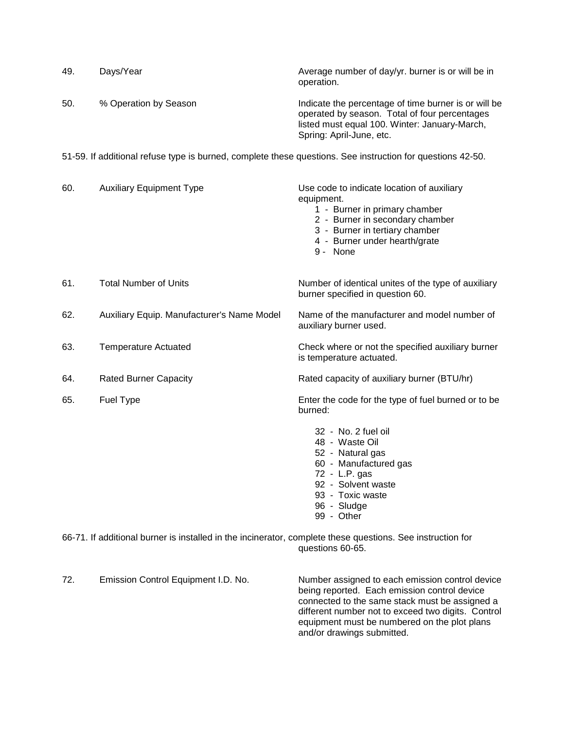| | | |
|---|---|---|
| 49. | Days/Year | Average number of day/yr. burner is or will be in operation. |
| 50. | % Operation by Season | Indicate the percentage of time burner is or will be operated by season. Total of four percentages listed must equal 100. Winter: January-March, Spring: April-June, etc. |

51-59. If additional refuse type is burned, complete these questions. See instruction for questions 42-50.

| | | |
|---|---|---|
| 60. | Auxiliary Equipment Type | Use code to indicate location of auxiliary equipment.<br>1 - Burner in primary chamber<br>2 - Burner in secondary chamber<br>3 - Burner in tertiary chamber<br>4 - Burner under hearth/grate<br>9 - None |
| 61. | Total Number of Units | Number of identical unites of the type of auxiliary burner specified in question 60. |
| 62. | Auxiliary Equip. Manufacturer's Name Model | Name of the manufacturer and model number of auxiliary burner used. |
| 63. | Temperature Actuated | Check where or not the specified auxiliary burner is temperature actuated. |
| 64. | Rated Burner Capacity | Rated capacity of auxiliary burner (BTU/hr) |
| 65. | Fuel Type | Enter the code for the type of fuel burned or to be burned:<br>32 - No. 2 fuel oil<br>48 - Waste Oil<br>52 - Natural gas<br>60 - Manufactured gas<br>72 - L.P. gas<br>92 - Solvent waste<br>93 - Toxic waste<br>96 - Sludge<br>99 - Other |

66-71. If additional burner is installed in the incinerator, complete these questions. See instruction for questions 60-65.

| | | |
|---|---|---|
| 72. | Emission Control Equipment I.D. No. | Number assigned to each emission control device being reported. Each emission control device connected to the same stack must be assigned a different number not to exceed two digits. Control equipment must be numbered on the plot plans and/or drawings submitted. |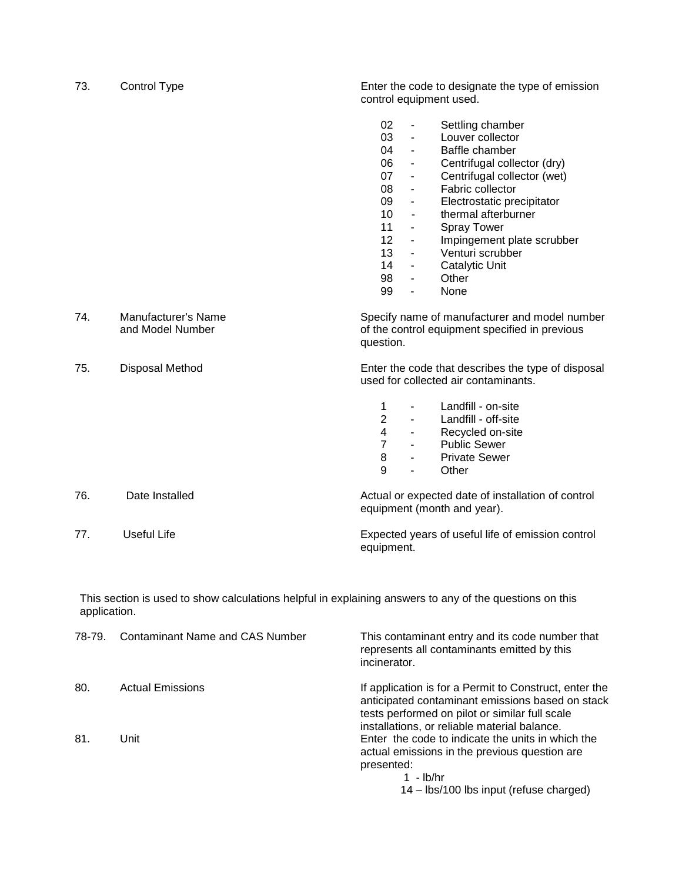| | | |
|---|---|---|
| 73. | Control Type | Enter the code to designate the type of emission control equipment used.<br><br>02 - Settling chamber<br>03 - Louver collector<br>04 - Baffle chamber<br>06 - Centrifugal collector (dry)<br>07 - Centrifugal collector (wet)<br>08 - Fabric collector<br>09 - Electrostatic precipitator<br>10 - thermal afterburner<br>11 - Spray Tower<br>12 - Impingement plate scrubber<br>13 - Venturi scrubber<br>14 - Catalytic Unit<br>98 - Other<br>99 - None |
| 74. | Manufacturer's Name and Model Number | Specify name of manufacturer and model number of the control equipment specified in previous question. |
| 75. | Disposal Method | Enter the code that describes the type of disposal used for collected air contaminants.<br><br>1 - Landfill - on-site<br>2 - Landfill - off-site<br>4 - Recycled on-site<br>7 - Public Sewer<br>8 - Private Sewer<br>9 - Other |
| 76. | Date Installed | Actual or expected date of installation of control equipment (month and year). |
| 77. | Useful Life | Expected years of useful life of emission control equipment. |

This section is used to show calculations helpful in explaining answers to any of the questions on this application.

| | | |
|---|---|---|
| 78-79. | Contaminant Name and CAS Number | This contaminant entry and its code number that represents all contaminants emitted by this incinerator. |
| 80. | Actual Emissions | If application is for a Permit to Construct, enter the anticipated contaminant emissions based on stack tests performed on pilot or similar full scale installations, or reliable material balance. |
| 81. | Unit | Enter the code to indicate the units in which the actual emissions in the previous question are presented:<br>1 - lb/hr<br>14 – lbs/100 lbs input (refuse charged) |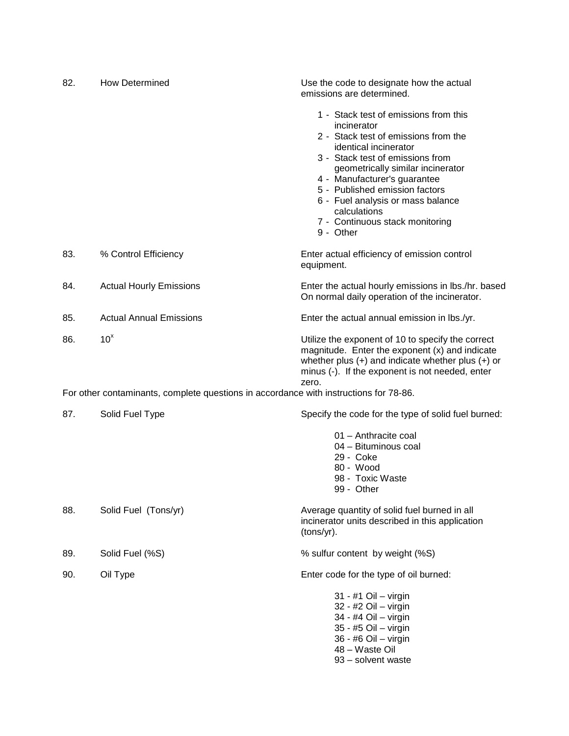| No. | Item | Instructions |
|---|---|---|
| 82. | How Determined | Use the code to designate how the actual emissions are determined.<br><br>1 - Stack test of emissions from this incinerator<br>2 - Stack test of emissions from the identical incinerator<br>3 - Stack test of emissions from geometrically similar incinerator<br>4 - Manufacturer's guarantee<br>5 - Published emission factors<br>6 - Fuel analysis or mass balance calculations<br>7 - Continuous stack monitoring<br>9 - Other |
| 83. | % Control Efficiency | Enter actual efficiency of emission control equipment. |
| 84. | Actual Hourly Emissions | Enter the actual hourly emissions in lbs./hr. based On normal daily operation of the incinerator. |
| 85. | Actual Annual Emissions | Enter the actual annual emission in lbs./yr. |
| 86. | $10^x$ | Utilize the exponent of 10 to specify the correct magnitude. Enter the exponent (x) and indicate whether plus (+) and indicate whether plus (+) or minus (-). If the exponent is not needed, enter zero. |

For other contaminants, complete questions in accordance with instructions for 78-86.

| No. | Item | Instructions |
|---|---|---|
| 87. | Solid Fuel Type | Specify the code for the type of solid fuel burned:<br><br>01 – Anthracite coal<br>04 – Bituminous coal<br>29 - Coke<br>80 - Wood<br>98 - Toxic Waste<br>99 - Other |
| 88. | Solid Fuel (Tons/yr) | Average quantity of solid fuel burned in all incinerator units described in this application (tons/yr). |
| 89. | Solid Fuel (%S) | % sulfur content by weight (%S) |
| 90. | Oil Type | Enter code for the type of oil burned:<br><br>31 - #1 Oil – virgin<br>32 - #2 Oil – virgin<br>34 - #4 Oil – virgin<br>35 - #5 Oil – virgin<br>36 - #6 Oil – virgin<br>48 – Waste Oil<br>93 – solvent waste |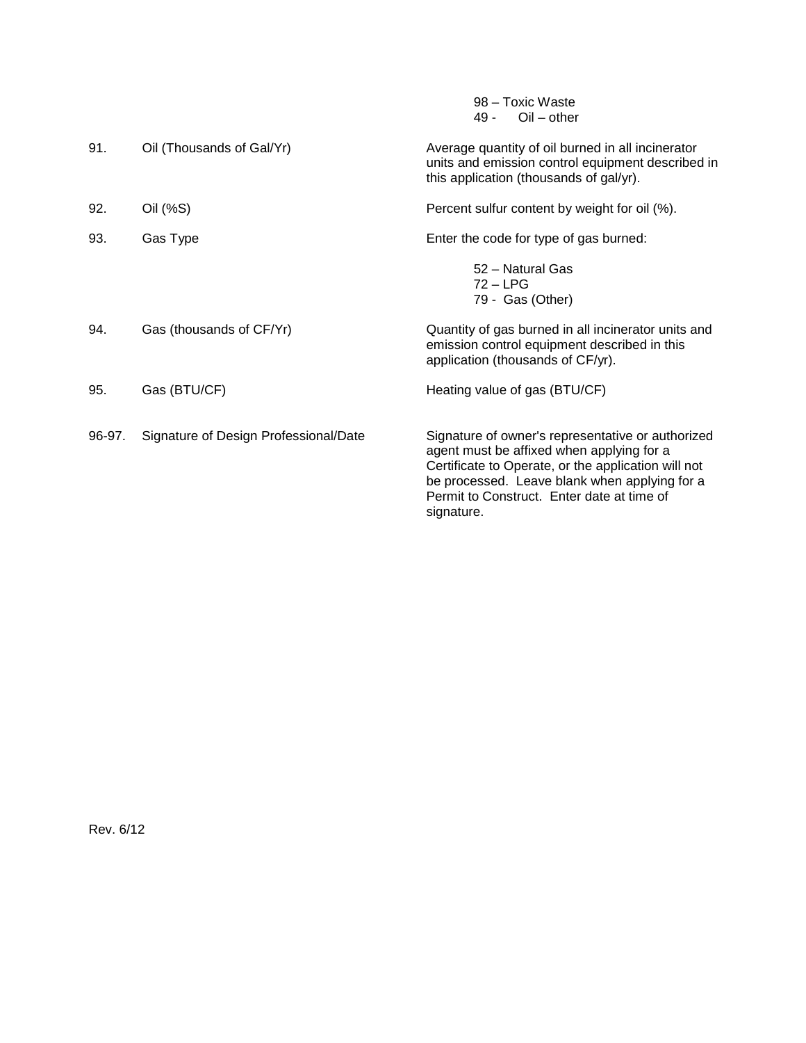98 – Toxic Waste
49 - Oil – other

| | | |
|---|---|---|
| 91. | Oil (Thousands of Gal/Yr) | Average quantity of oil burned in all incinerator units and emission control equipment described in this application (thousands of gal/yr). |
| 92. | Oil (%S) | Percent sulfur content by weight for oil (%). |
| 93. | Gas Type | Enter the code for type of gas burned:<br><br>52 – Natural Gas<br>72 – LPG<br>79 - Gas (Other) |
| 94. | Gas (thousands of CF/Yr) | Quantity of gas burned in all incinerator units and emission control equipment described in this application (thousands of CF/yr). |
| 95. | Gas (BTU/CF) | Heating value of gas (BTU/CF) |
| 96-97. | Signature of Design Professional/Date | Signature of owner's representative or authorized agent must be affixed when applying for a Certificate to Operate, or the application will not be processed. Leave blank when applying for a Permit to Construct. Enter date at time of signature. |

Rev. 6/12